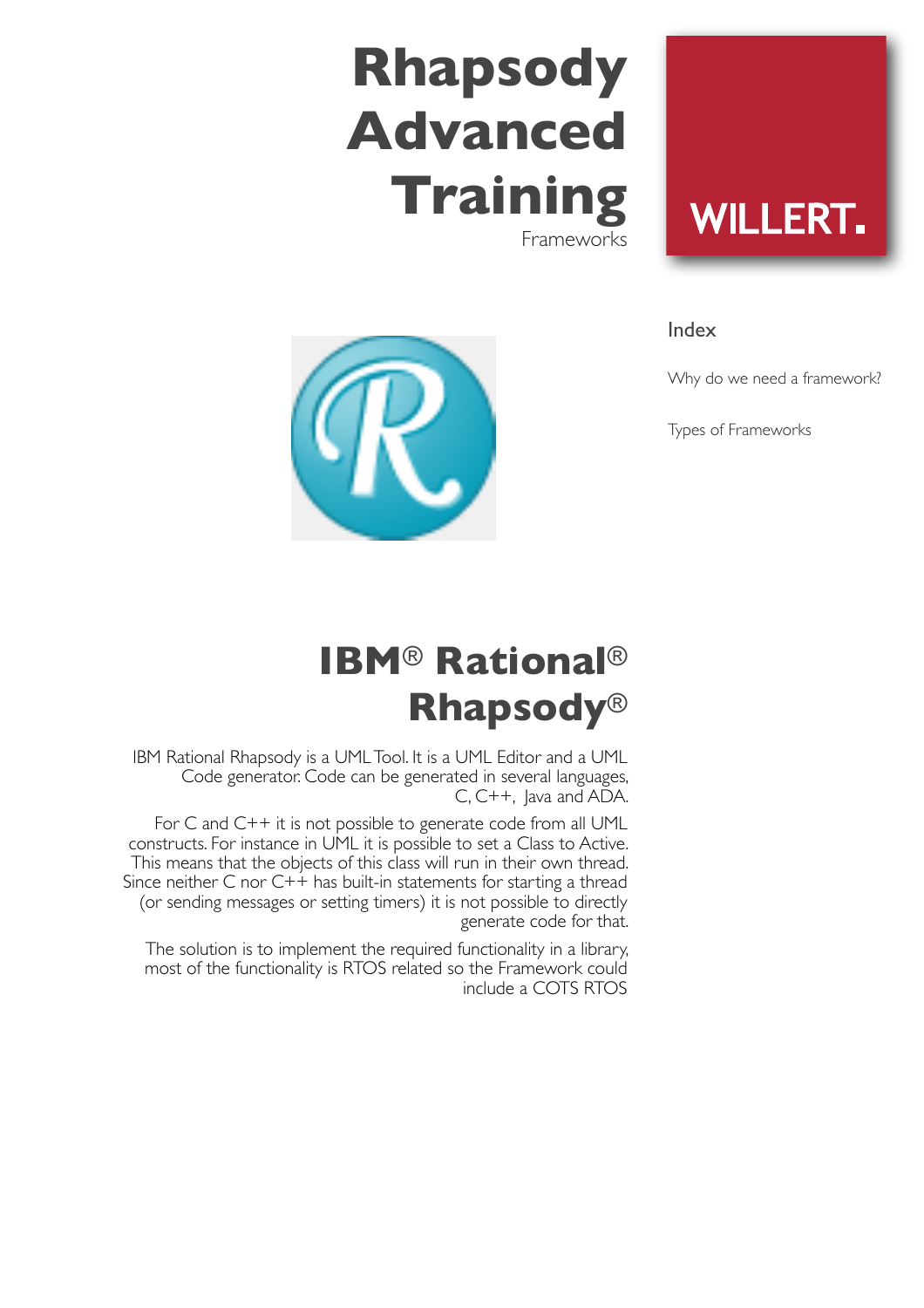# Rhapsody Advanced Training

Frameworks

WILLERT.

## Index

Why do we need a framework?

Types of Frameworks

## IBM® Rational® Rhapsody®

IBM Rational Rhapsody is a UML Tool. It is a UML Editor and a UML Code generator. Code can be generated in several languages, C, C++, Java and ADA.

For C and C++ it is not possible to generate code from all UML constructs. For instance in UML it is possible to set a Class to Active. This means that the objects of this class will run in their own thread. Since neither C nor C++ has built-in statements for starting a thread (or sending messages or setting timers) it is not possible to directly generate code for that.

The solution is to implement the required functionality in a library, most of the functionality is RTOS related so the Framework could include a COTS RTOS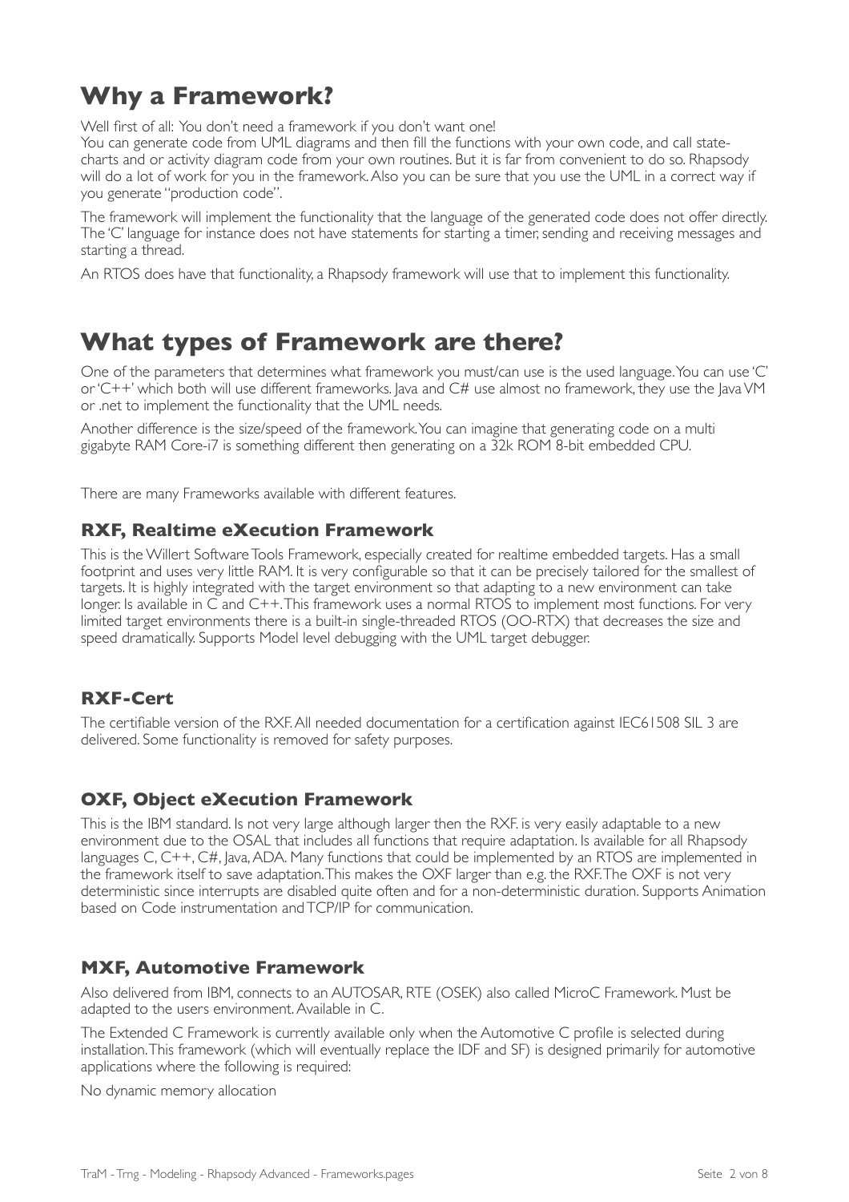# Why a Framework?

Well first of all: You don't need a framework if you don't want one!
You can generate code from UML diagrams and then fill the functions with your own code, and call state-charts and or activity diagram code from your own routines. But it is far from convenient to do so. Rhapsody will do a lot of work for you in the framework. Also you can be sure that you use the UML in a correct way if you generate "production code".

The framework will implement the functionality that the language of the generated code does not offer directly. The 'C' language for instance does not have statements for starting a timer, sending and receiving messages and starting a thread.

An RTOS does have that functionality, a Rhapsody framework will use that to implement this functionality.

# What types of Framework are there?

One of the parameters that determines what framework you must/can use is the used language. You can use 'C' or 'C++' which both will use different frameworks. Java and C# use almost no framework, they use the Java VM or .net to implement the functionality that the UML needs.

Another difference is the size/speed of the framework. You can imagine that generating code on a multi gigabyte RAM Core-i7 is something different then generating on a 32k ROM 8-bit embedded CPU.

There are many Frameworks available with different features.

## RXF, Realtime eXecution Framework

This is the Willert Software Tools Framework, especially created for realtime embedded targets. Has a small footprint and uses very little RAM. It is very configurable so that it can be precisely tailored for the smallest of targets. It is highly integrated with the target environment so that adapting to a new environment can take longer. Is available in C and C++. This framework uses a normal RTOS to implement most functions. For very limited target environments there is a built-in single-threaded RTOS (OO-RTX) that decreases the size and speed dramatically. Supports Model level debugging with the UML target debugger.

## RXF-Cert

The certifiable version of the RXF. All needed documentation for a certification against IEC61508 SIL 3 are delivered. Some functionality is removed for safety purposes.

## OXF, Object eXecution Framework

This is the IBM standard. Is not very large although larger then the RXF. is very easily adaptable to a new environment due to the OSAL that includes all functions that require adaptation. Is available for all Rhapsody languages C, C++, C#, Java, ADA. Many functions that could be implemented by an RTOS are implemented in the framework itself to save adaptation. This makes the OXF larger than e.g. the RXF. The OXF is not very deterministic since interrupts are disabled quite often and for a non-deterministic duration. Supports Animation based on Code instrumentation and TCP/IP for communication.

## MXF, Automotive Framework

Also delivered from IBM, connects to an AUTOSAR, RTE (OSEK) also called MicroC Framework. Must be adapted to the users environment. Available in C.

The Extended C Framework is currently available only when the Automotive C profile is selected during installation. This framework (which will eventually replace the IDF and SF) is designed primarily for automotive applications where the following is required:

No dynamic memory allocation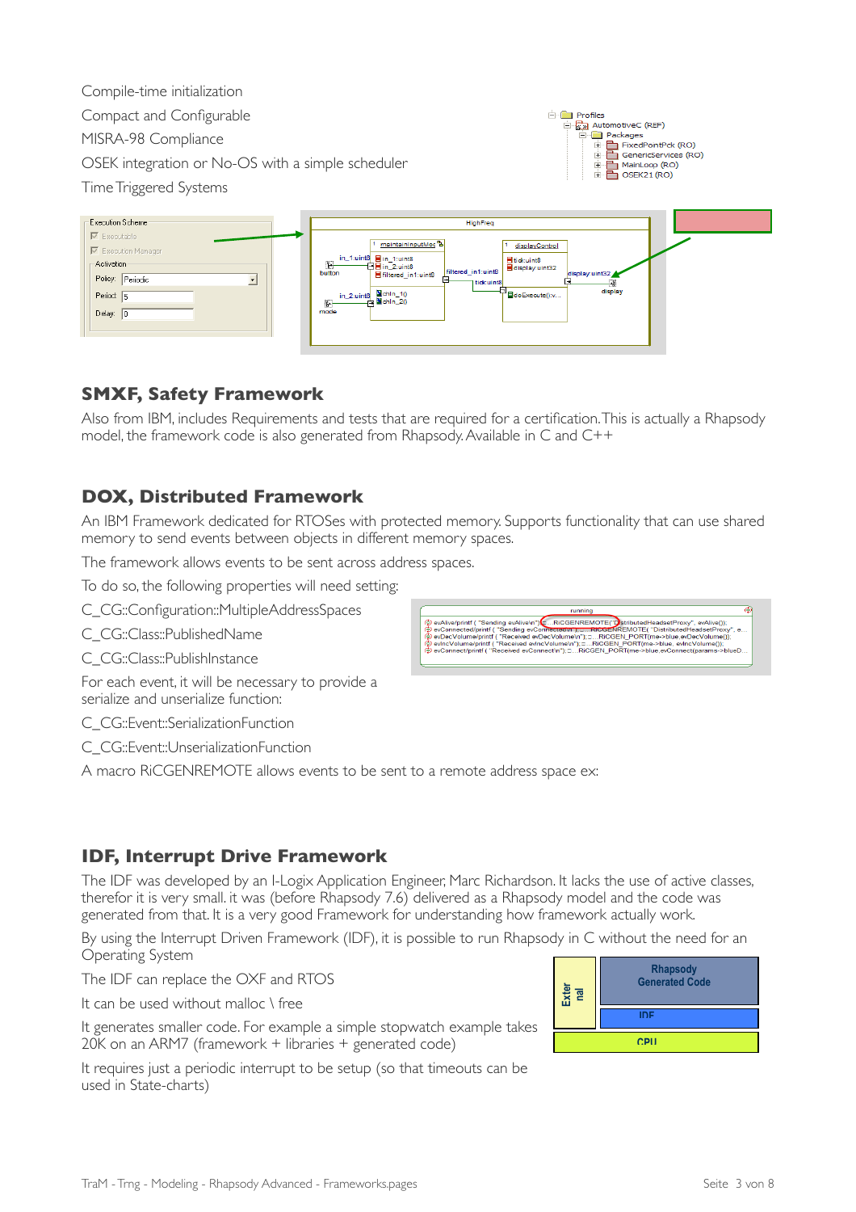Compile-time initialization

Compact and Configurable

MISRA-98 Compliance

OSEK integration or No-OS with a simple scheduler

Time Triggered Systems

## SMXF, Safety Framework

Also from IBM, includes Requirements and tests that are required for a certification. This is actually a Rhapsody model, the framework code is also generated from Rhapsody. Available in C and C++

## DOX, Distributed Framework

An IBM Framework dedicated for RTOSes with protected memory. Supports functionality that can use shared memory to send events between objects in different memory spaces.

The framework allows events to be sent across address spaces.

To do so, the following properties will need setting:

C_CG::Configuration::MultipleAddressSpaces

C_CG::Class::PublishedName

C_CG::Class::PublishInstance

For each event, it will be necessary to provide a serialize and unserialize function:

C_CG::Event::SerializationFunction

C_CG::Event::UnserializationFunction

A macro RiCGENREMOTE allows events to be sent to a remote address space ex:

## IDF, Interrupt Drive Framework

The IDF was developed by an I-Logix Application Engineer, Marc Richardson. It lacks the use of active classes, therefor it is very small. it was (before Rhapsody 7.6) delivered as a Rhapsody model and the code was generated from that. It is a very good Framework for understanding how framework actually work.

By using the Interrupt Driven Framework (IDF), it is possible to run Rhapsody in C without the need for an Operating System

The IDF can replace the OXF and RTOS

It can be used without malloc \ free

It generates smaller code. For example a simple stopwatch example takes 20K on an ARM7 (framework + libraries + generated code)

It requires just a periodic interrupt to be setup (so that timeouts can be used in State-charts)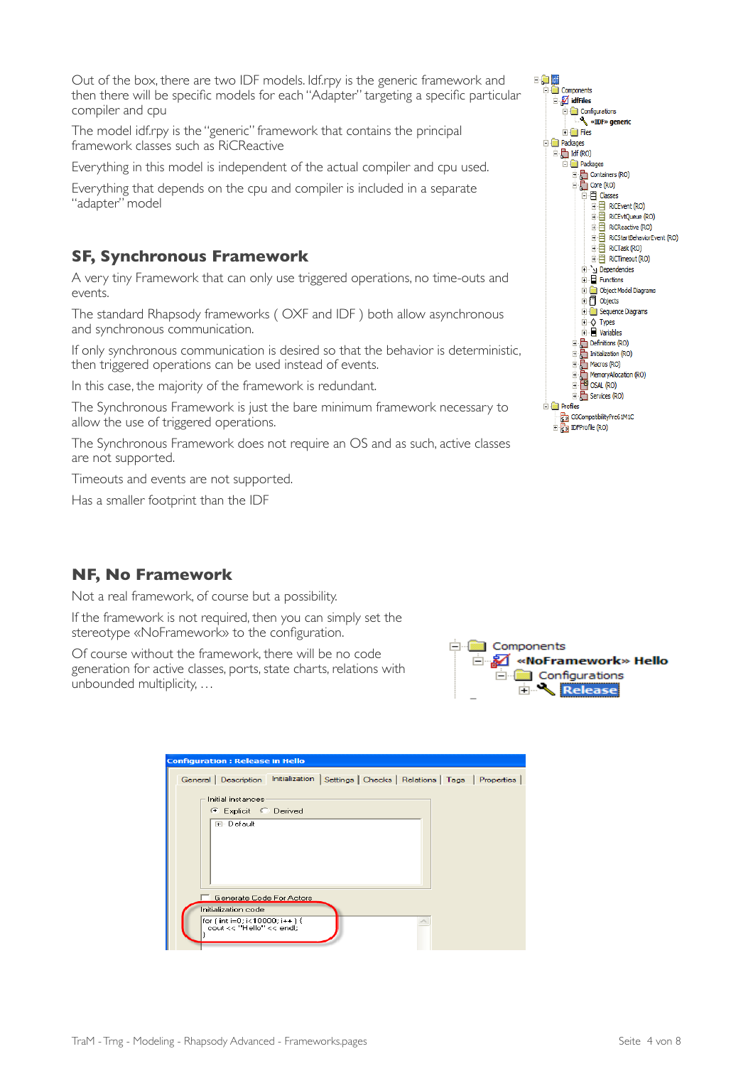Out of the box, there are two IDF models. Idf.rpy is the generic framework and then there will be specific models for each "Adapter" targeting a specific particular compiler and cpu

The model idf.rpy is the "generic" framework that contains the principal framework classes such as RiCReactive

Everything in this model is independent of the actual compiler and cpu used.

Everything that depends on the cpu and compiler is included in a separate "adapter" model

## SF, Synchronous Framework

A very tiny Framework that can only use triggered operations, no time-outs and events.

The standard Rhapsody frameworks ( OXF and IDF ) both allow asynchronous and synchronous communication.

If only synchronous communication is desired so that the behavior is deterministic, then triggered operations can be used instead of events.

In this case, the majority of the framework is redundant.

The Synchronous Framework is just the bare minimum framework necessary to allow the use of triggered operations.

The Synchronous Framework does not require an OS and as such, active classes are not supported.

Timeouts and events are not supported.

Has a smaller footprint than the IDF

## NF, No Framework

Not a real framework, of course but a possibility.

If the framework is not required, then you can simply set the stereotype «NoFramework» to the configuration.

Of course without the framework, there will be no code generation for active classes, ports, state charts, relations with unbounded multiplicity, …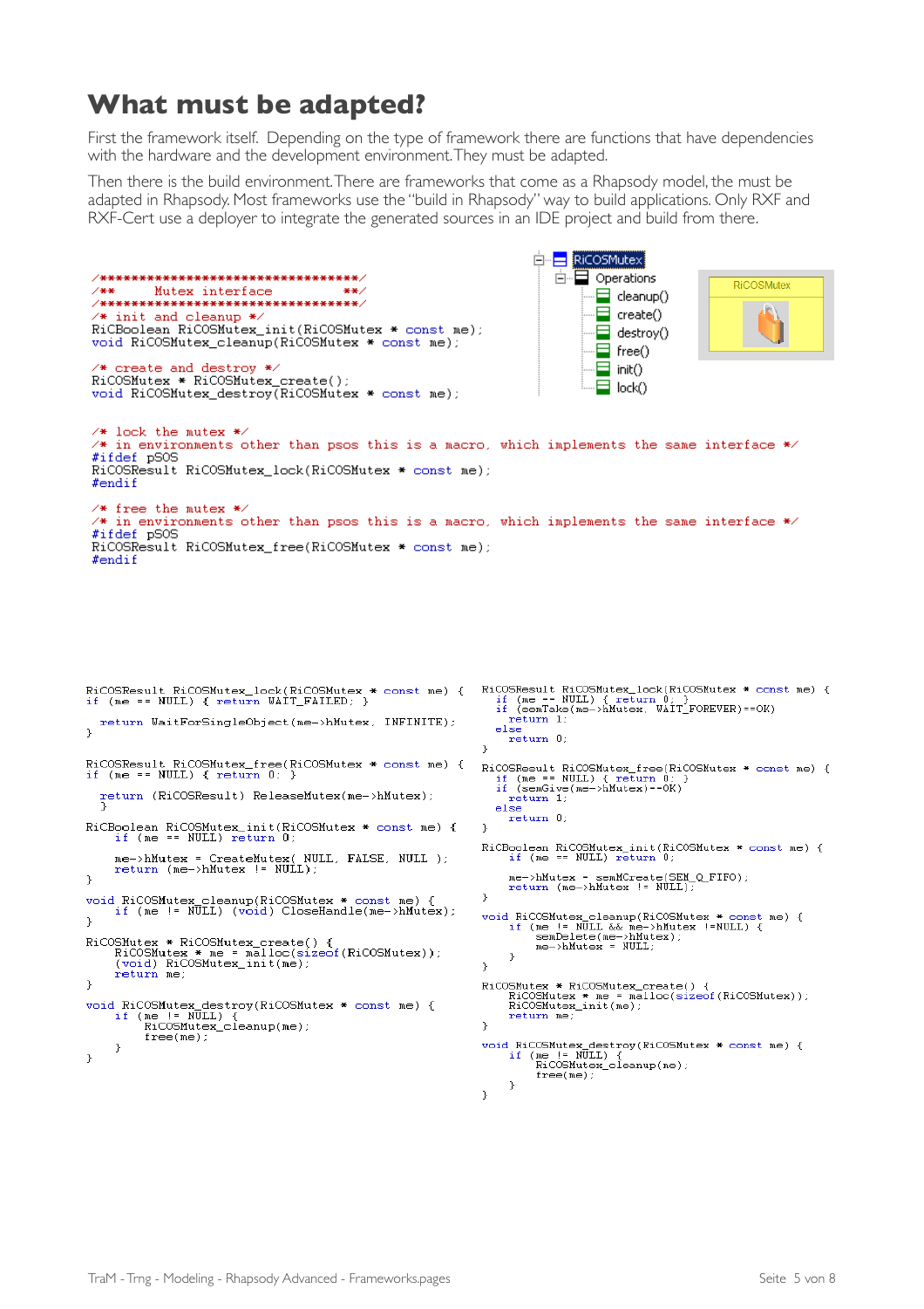# What must be adapted?

First the framework itself. Depending on the type of framework there are functions that have dependencies with the hardware and the development environment. They must be adapted.

Then there is the build environment. There are frameworks that come as a Rhapsody model, the must be adapted in Rhapsody. Most frameworks use the "build in Rhapsody" way to build applications. Only RXF and RXF-Cert use a deployer to integrate the generated sources in an IDE project and build from there.

```
/***********************************/
/**      Mutex interface          **/
/***********************************/
/* init and cleanup */
RiCBoolean RiCOSMutex_init(RiCOSMutex * const me);
void RiCOSMutex_cleanup(RiCOSMutex * const me);

/* create and destroy */
RiCOSMutex * RiCOSMutex_create();
void RiCOSMutex_destroy(RiCOSMutex * const me);

/* lock the mutex */
/* in environments other than psos this is a macro, which implements the same interface */
#ifdef pSOS
RiCOSResult RiCOSMutex_lock(RiCOSMutex * const me);
#endif

/* free the mutex */
/* in environments other than psos this is a macro, which implements the same interface */
#ifdef pSOS
RiCOSResult RiCOSMutex_free(RiCOSMutex * const me);
#endif
```

RiCOSMutex
- Operations
  - cleanup()
  - create()
  - destroy()
  - free()
  - init()
  - lock()

RiCOSMutex

```
RiCOSResult RiCOSMutex_lock(RiCOSMutex * const me) {
if (me == NULL) { return WAIT_FAILED; }

  return WaitForSingleObject(me->hMutex, INFINITE);
}

RiCOSResult RiCOSMutex_free(RiCOSMutex * const me) {
if (me == NULL) { return 0; }

  return (RiCOSResult) ReleaseMutex(me->hMutex);
  }

RiCBoolean RiCOSMutex_init(RiCOSMutex * const me) {
    if (me == NULL) return 0;

    me->hMutex = CreateMutex( NULL, FALSE, NULL );
    return (me->hMutex != NULL);
}

void RiCOSMutex_cleanup(RiCOSMutex * const me) {
    if (me != NULL) (void) CloseHandle(me->hMutex);
}

RiCOSMutex * RiCOSMutex_create() {
    RiCOSMutex * me = malloc(sizeof(RiCOSMutex));
    (void) RiCOSMutex_init(me);
    return me;
}

void RiCOSMutex_destroy(RiCOSMutex * const me) {
    if (me != NULL) {
        RiCOSMutex_cleanup(me);
        free(me);
    }
}
```

```
RiCOSResult RiCOSMutex_lock(RiCOSMutex * const me) {
    if (me == NULL) { return 0; }
    if (semTake(me->hMutex, WAIT_FOREVER)==OK)
        return 1;
    else
        return 0;
}

RiCOSResult RiCOSMutex_free(RiCOSMutex * const me) {
    if (me == NULL) { return 0; }
    if (semGive(me->hMutex)==OK)
        return 1;
    else
        return 0;
}

RiCBoolean RiCOSMutex_init(RiCOSMutex * const me) {
    if (me == NULL) return 0;

    me->hMutex = semMCreate(SEM_Q_FIFO);
    return (me->hMutex != NULL);
}

void RiCOSMutex_cleanup(RiCOSMutex * const me) {
    if (me != NULL && me->hMutex !=NULL) {
        semDelete(me->hMutex);
        me->hMutex = NULL;
    }
}

RiCOSMutex * RiCOSMutex_create() {
    RiCOSMutex * me = malloc(sizeof(RiCOSMutex));
    RiCOSMutex_init(me);
    return me;
}

void RiCOSMutex_destroy(RiCOSMutex * const me) {
    if (me != NULL) {
        RiCOSMutex_cleanup(me);
        free(me);
    }
}
```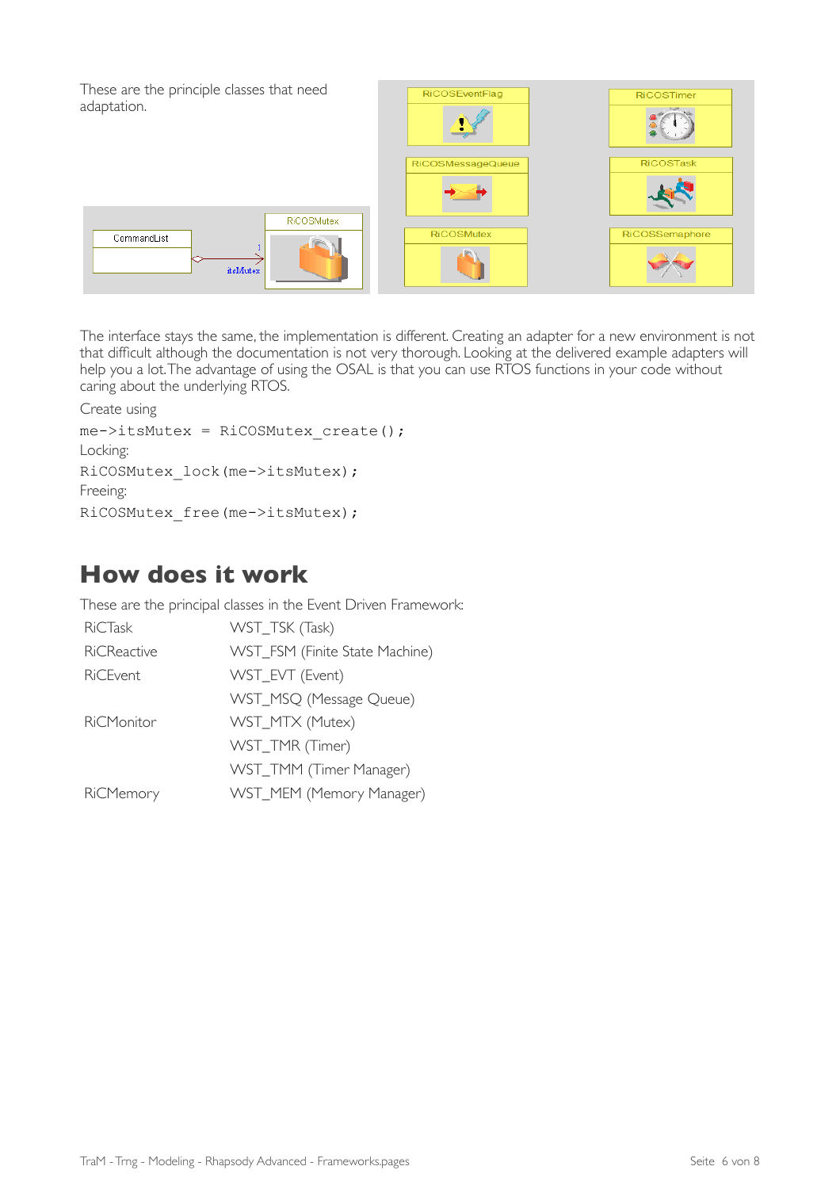These are the principle classes that need adaptation.

The interface stays the same, the implementation is different. Creating an adapter for a new environment is not that difficult although the documentation is not very thorough. Looking at the delivered example adapters will help you a lot. The advantage of using the OSAL is that you can use RTOS functions in your code without caring about the underlying RTOS.

Create using

```
me->itsMutex = RiCOSMutex_create();
```

Locking:

```
RiCOSMutex_lock(me->itsMutex);
```

Freeing:

```
RiCOSMutex_free(me->itsMutex);
```

# How does it work

These are the principal classes in the Event Driven Framework:

| | |
|---|---|
| RiCTask | WST_TSK (Task) |
| RiCReactive | WST_FSM (Finite State Machine) |
| RiCEvent | WST_EVT (Event) |
| | WST_MSQ (Message Queue) |
| RiCMonitor | WST_MTX (Mutex) |
| | WST_TMR (Timer) |
| | WST_TMM (Timer Manager) |
| RiCMemory | WST_MEM (Memory Manager) |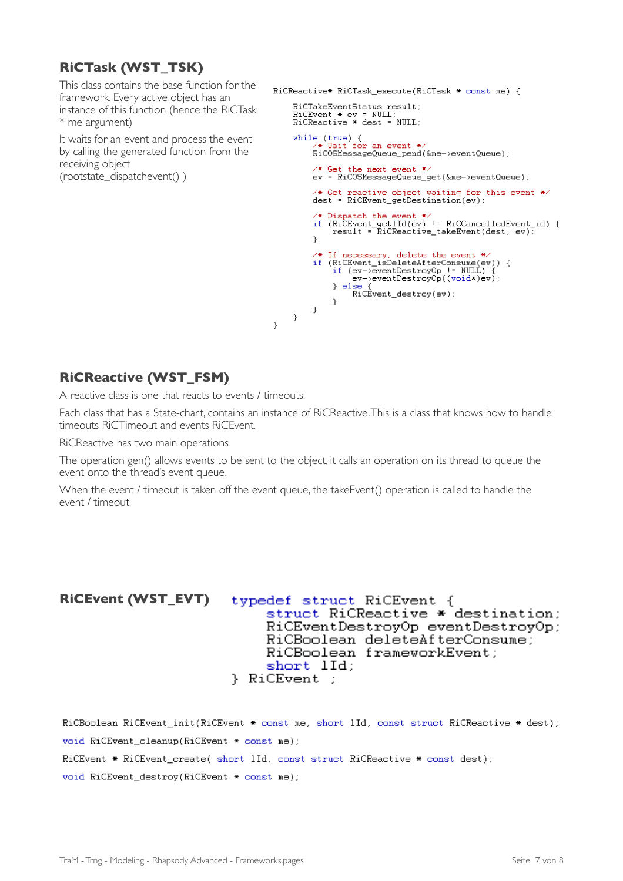## RiCTask (WST_TSK)

This class contains the base function for the framework. Every active object has an instance of this function (hence the RiCTask * me argument)

It waits for an event and process the event by calling the generated function from the receiving object (rootstate_dispatchevent() )

```
RiCReactive* RiCTask_execute(RiCTask * const me) {

    RiCTakeEventStatus result;
    RiCEvent * ev = NULL;
    RiCReactive * dest = NULL;

    while (true) {
        /* Wait for an event */
        RiCOSMessageQueue_pend(&me->eventQueue);

        /* Get the next event */
        ev = RiCOSMessageQueue_get(&me->eventQueue);

        /* Get reactive object waiting for this event */
        dest = RiCEvent_getDestination(ev);

        /* Dispatch the event */
        if (RiCEvent_getlId(ev) != RiCCancelledEvent_id) {
            result = RiCReactive_takeEvent(dest, ev);
        }

        /* If necessary, delete the event */
        if (RiCEvent_isDeleteAfterConsume(ev)) {
            if (ev->eventDestroyOp != NULL) {
                ev->eventDestroyOp((void*)ev);
            } else {
                RiCEvent_destroy(ev);
            }
        }
    }
}
```

## RiCReactive (WST_FSM)

A reactive class is one that reacts to events / timeouts.

Each class that has a State-chart, contains an instance of RiCReactive. This is a class that knows how to handle timeouts RiCTimeout and events RiCEvent.

RiCReactive has two main operations

The operation gen() allows events to be sent to the object, it calls an operation on its thread to queue the event onto the thread's event queue.

When the event / timeout is taken off the event queue, the takeEvent() operation is called to handle the event / timeout.

## RiCEvent (WST_EVT)

```
typedef struct RiCEvent {
    struct RiCReactive * destination;
    RiCEventDestroyOp eventDestroyOp;
    RiCBoolean deleteAfterConsume;
    RiCBoolean frameworkEvent;
    short lId;
} RiCEvent ;
```

```
RiCBoolean RiCEvent_init(RiCEvent * const me, short lId, const struct RiCReactive * dest);

void RiCEvent_cleanup(RiCEvent * const me);

RiCEvent * RiCEvent_create( short lId, const struct RiCReactive * const dest);

void RiCEvent_destroy(RiCEvent * const me);
```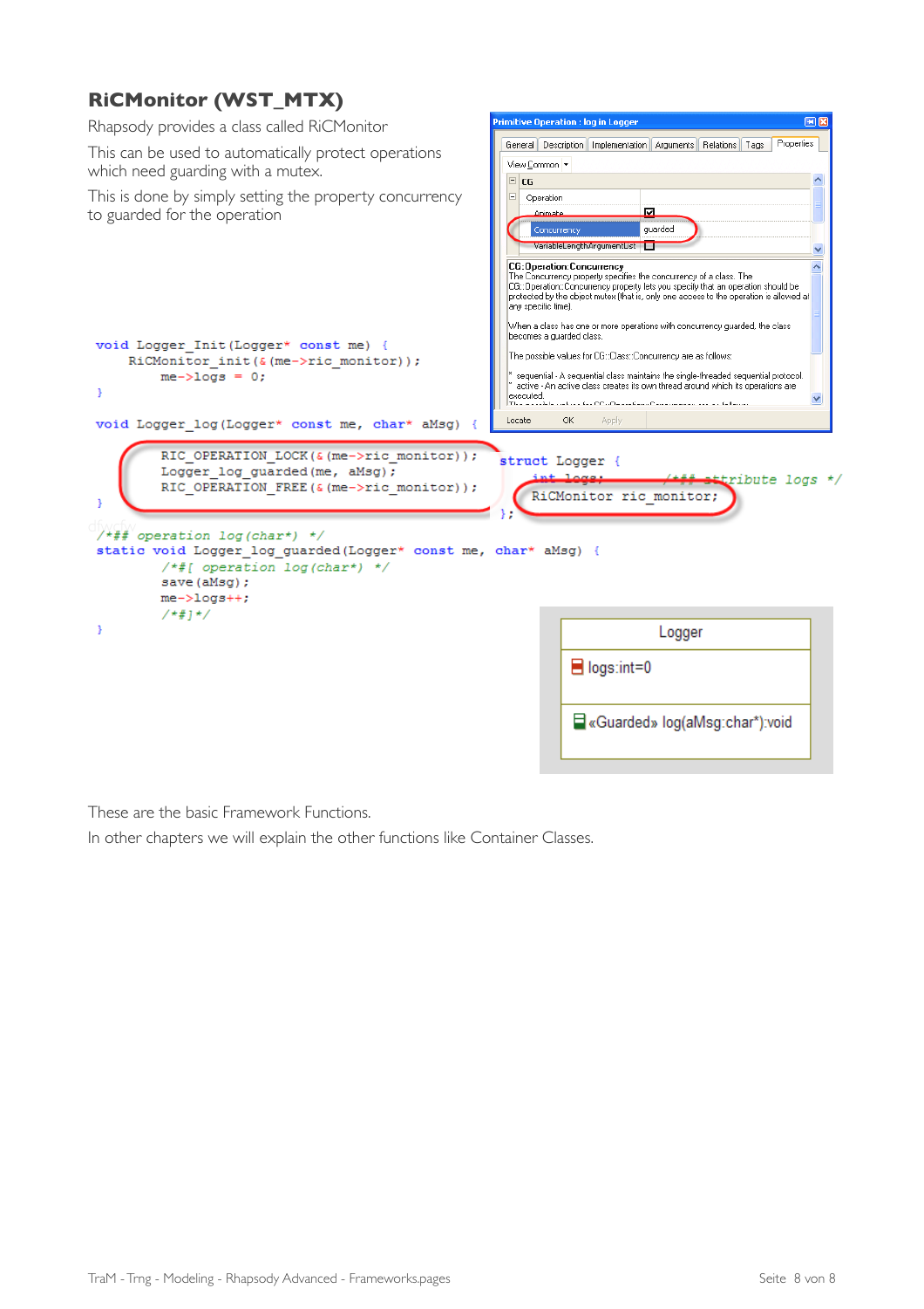## RiCMonitor (WST_MTX)

Rhapsody provides a class called RiCMonitor

This can be used to automatically protect operations which need guarding with a mutex.

This is done by simply setting the property concurrency to guarded for the operation

```
void Logger_Init(Logger* const me) {
    RiCMonitor_init(&(me->ric_monitor));
        me->logs = 0;
}

void Logger_log(Logger* const me, char* aMsg) {

        RIC_OPERATION_LOCK(&(me->ric_monitor));
        Logger_log_guarded(me, aMsg);
        RIC_OPERATION_FREE(&(me->ric_monitor));
}
/*## operation log(char*) */
static void Logger_log_guarded(Logger* const me, char* aMsg) {
        /*#[ operation log(char*) */
        save(aMsg);
        me->logs++;
        /*#]*/
}
```

```
struct Logger {
    int logs;           /*## attribute logs */
    RiCMonitor ric_monitor;
};
```

These are the basic Framework Functions.

In other chapters we will explain the other functions like Container Classes.